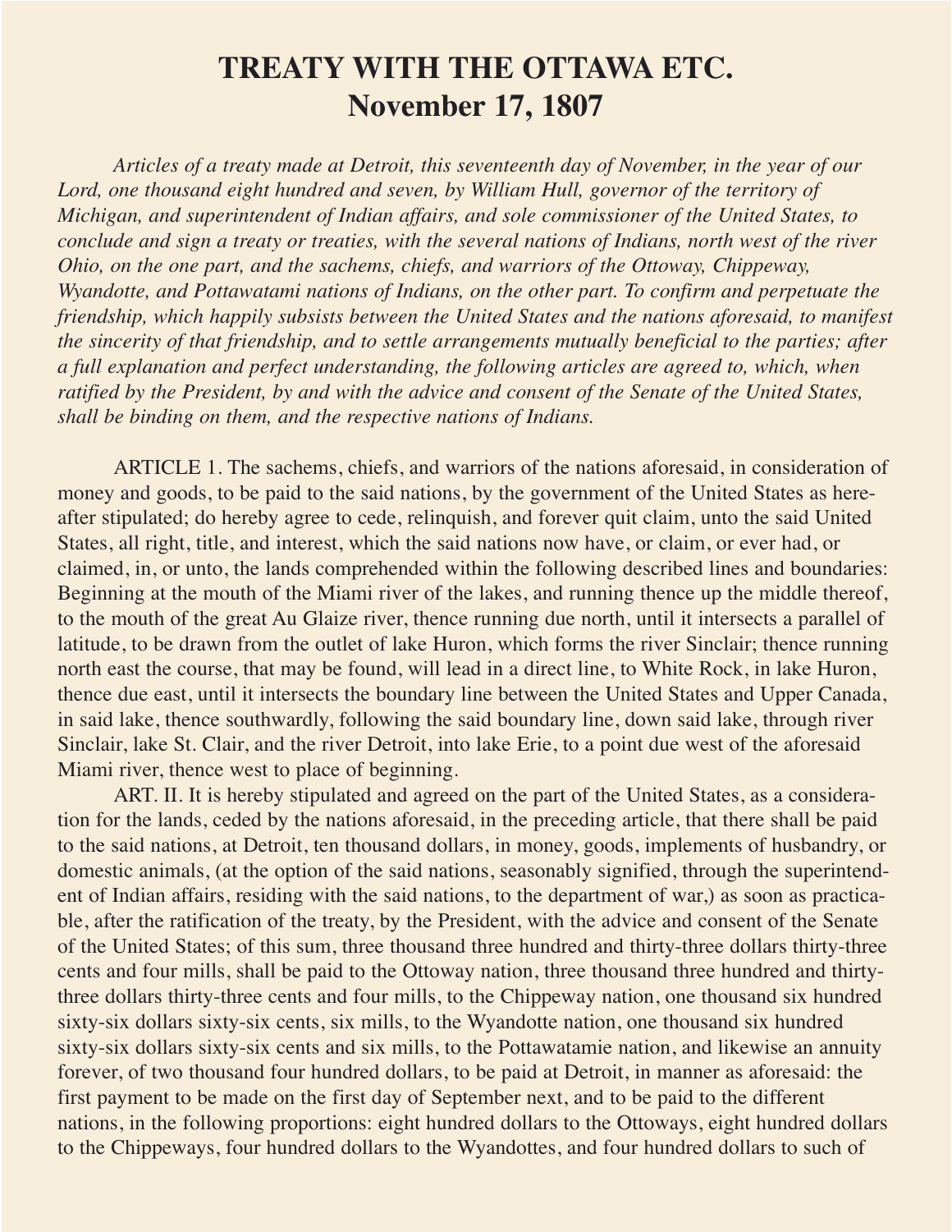# TREATY WITH THE OTTAWA ETC.
# November 17, 1807

*Articles of a treaty made at Detroit, this seventeenth day of November, in the year of our Lord, one thousand eight hundred and seven, by William Hull, governor of the territory of Michigan, and superintendent of Indian affairs, and sole commissioner of the United States, to conclude and sign a treaty or treaties, with the several nations of Indians, north west of the river Ohio, on the one part, and the sachems, chiefs, and warriors of the Ottoway, Chippeway, Wyandotte, and Pottawatami nations of Indians, on the other part. To confirm and perpetuate the friendship, which happily subsists between the United States and the nations aforesaid, to manifest the sincerity of that friendship, and to settle arrangements mutually beneficial to the parties; after a full explanation and perfect understanding, the following articles are agreed to, which, when ratified by the President, by and with the advice and consent of the Senate of the United States, shall be binding on them, and the respective nations of Indians.*

ARTICLE 1. The sachems, chiefs, and warriors of the nations aforesaid, in consideration of money and goods, to be paid to the said nations, by the government of the United States as hereafter stipulated; do hereby agree to cede, relinquish, and forever quit claim, unto the said United States, all right, title, and interest, which the said nations now have, or claim, or ever had, or claimed, in, or unto, the lands comprehended within the following described lines and boundaries: Beginning at the mouth of the Miami river of the lakes, and running thence up the middle thereof, to the mouth of the great Au Glaize river, thence running due north, until it intersects a parallel of latitude, to be drawn from the outlet of lake Huron, which forms the river Sinclair; thence running north east the course, that may be found, will lead in a direct line, to White Rock, in lake Huron, thence due east, until it intersects the boundary line between the United States and Upper Canada, in said lake, thence southwardly, following the said boundary line, down said lake, through river Sinclair, lake St. Clair, and the river Detroit, into lake Erie, to a point due west of the aforesaid Miami river, thence west to place of beginning.

ART. II. It is hereby stipulated and agreed on the part of the United States, as a consideration for the lands, ceded by the nations aforesaid, in the preceding article, that there shall be paid to the said nations, at Detroit, ten thousand dollars, in money, goods, implements of husbandry, or domestic animals, (at the option of the said nations, seasonably signified, through the superintendent of Indian affairs, residing with the said nations, to the department of war,) as soon as practicable, after the ratification of the treaty, by the President, with the advice and consent of the Senate of the United States; of this sum, three thousand three hundred and thirty-three dollars thirty-three cents and four mills, shall be paid to the Ottoway nation, three thousand three hundred and thirty-three dollars thirty-three cents and four mills, to the Chippeway nation, one thousand six hundred sixty-six dollars sixty-six cents, six mills, to the Wyandotte nation, one thousand six hundred sixty-six dollars sixty-six cents and six mills, to the Pottawatamie nation, and likewise an annuity forever, of two thousand four hundred dollars, to be paid at Detroit, in manner as aforesaid: the first payment to be made on the first day of September next, and to be paid to the different nations, in the following proportions: eight hundred dollars to the Ottoways, eight hundred dollars to the Chippeways, four hundred dollars to the Wyandottes, and four hundred dollars to such of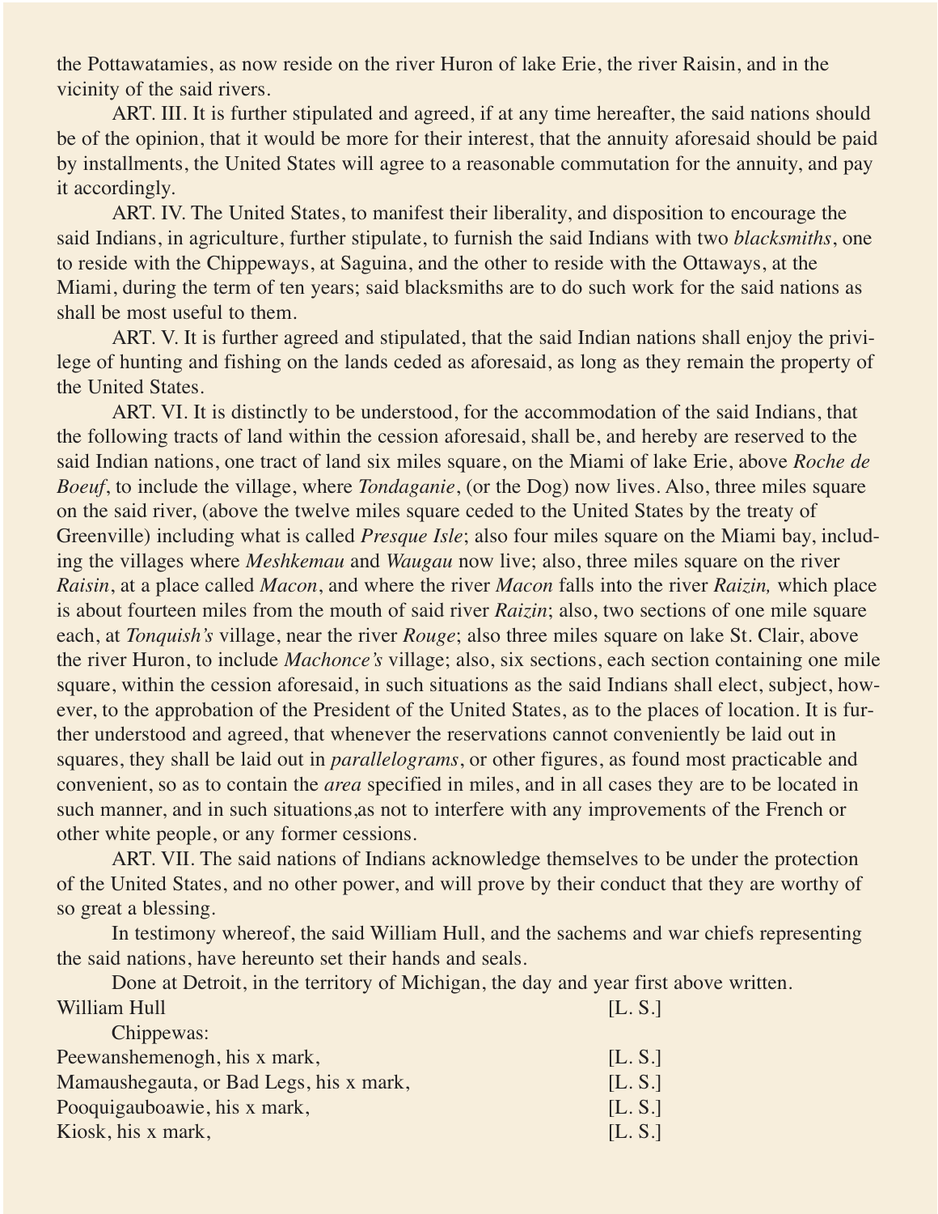the Pottawatamies, as now reside on the river Huron of lake Erie, the river Raisin, and in the vicinity of the said rivers.

ART. III. It is further stipulated and agreed, if at any time hereafter, the said nations should be of the opinion, that it would be more for their interest, that the annuity aforesaid should be paid by installments, the United States will agree to a reasonable commutation for the annuity, and pay it accordingly.

ART. IV. The United States, to manifest their liberality, and disposition to encourage the said Indians, in agriculture, further stipulate, to furnish the said Indians with two *blacksmiths*, one to reside with the Chippeways, at Saguina, and the other to reside with the Ottaways, at the Miami, during the term of ten years; said blacksmiths are to do such work for the said nations as shall be most useful to them.

ART. V. It is further agreed and stipulated, that the said Indian nations shall enjoy the privilege of hunting and fishing on the lands ceded as aforesaid, as long as they remain the property of the United States.

ART. VI. It is distinctly to be understood, for the accommodation of the said Indians, that the following tracts of land within the cession aforesaid, shall be, and hereby are reserved to the said Indian nations, one tract of land six miles square, on the Miami of lake Erie, above *Roche de Boeuf*, to include the village, where *Tondaganie*, (or the Dog) now lives. Also, three miles square on the said river, (above the twelve miles square ceded to the United States by the treaty of Greenville) including what is called *Presque Isle*; also four miles square on the Miami bay, including the villages where *Meshkemau* and *Waugau* now live; also, three miles square on the river *Raisin*, at a place called *Macon*, and where the river *Macon* falls into the river *Raizin,* which place is about fourteen miles from the mouth of said river *Raizin*; also, two sections of one mile square each, at *Tonquish's* village, near the river *Rouge*; also three miles square on lake St. Clair, above the river Huron, to include *Machonce's* village; also, six sections, each section containing one mile square, within the cession aforesaid, in such situations as the said Indians shall elect, subject, however, to the approbation of the President of the United States, as to the places of location. It is further understood and agreed, that whenever the reservations cannot conveniently be laid out in squares, they shall be laid out in *parallelograms*, or other figures, as found most practicable and convenient, so as to contain the *area* specified in miles, and in all cases they are to be located in such manner, and in such situations,as not to interfere with any improvements of the French or other white people, or any former cessions.

ART. VII. The said nations of Indians acknowledge themselves to be under the protection of the United States, and no other power, and will prove by their conduct that they are worthy of so great a blessing.

In testimony whereof, the said William Hull, and the sachems and war chiefs representing the said nations, have hereunto set their hands and seals.

Done at Detroit, in the territory of Michigan, the day and year first above written.

William Hull [L. S.]

Chippewas:

Peewanshemenogh, his x mark, [L. S.]
Mamaushegauta, or Bad Legs, his x mark, [L. S.]
Pooquigauboawie, his x mark, [L. S.]
Kiosk, his x mark, [L. S.]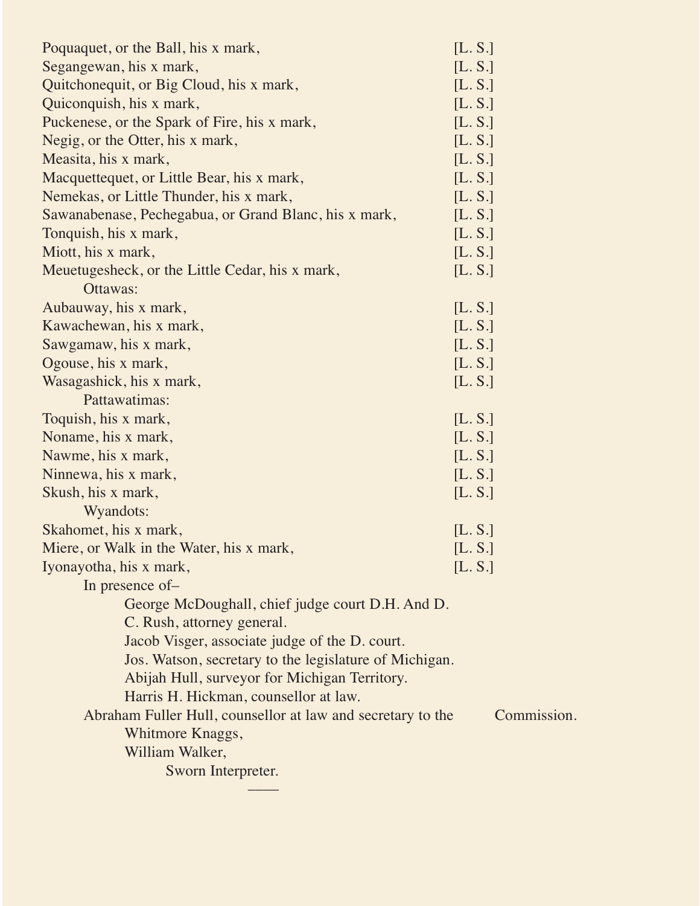Poquaquet, or the Ball, his x mark, [L. S.]
Segangewan, his x mark, [L. S.]
Quitchonequit, or Big Cloud, his x mark, [L. S.]
Quiconquish, his x mark, [L. S.]
Puckenese, or the Spark of Fire, his x mark, [L. S.]
Negig, or the Otter, his x mark, [L. S.]
Measita, his x mark, [L. S.]
Macquettequet, or Little Bear, his x mark, [L. S.]
Nemekas, or Little Thunder, his x mark, [L. S.]
Sawanabenase, Pechegabua, or Grand Blanc, his x mark, [L. S.]
Tonquish, his x mark, [L. S.]
Miott, his x mark, [L. S.]
Meuetugesheck, or the Little Cedar, his x mark, [L. S.]

Ottawas:

Aubauway, his x mark, [L. S.]
Kawachewan, his x mark, [L. S.]
Sawgamaw, his x mark, [L. S.]
Ogouse, his x mark, [L. S.]
Wasagashick, his x mark, [L. S.]

Pattawatimas:

Toquish, his x mark, [L. S.]
Noname, his x mark, [L. S.]
Nawme, his x mark, [L. S.]
Ninnewa, his x mark, [L. S.]
Skush, his x mark, [L. S.]

Wyandots:

Skahomet, his x mark, [L. S.]
Miere, or Walk in the Water, his x mark, [L. S.]
Iyonayotha, his x mark, [L. S.]

In presence of–

George McDoughall, chief judge court D.H. And D.
C. Rush, attorney general.
Jacob Visger, associate judge of the D. court.
Jos. Watson, secretary to the legislature of Michigan.
Abijah Hull, surveyor for Michigan Territory.
Harris H. Hickman, counsellor at law.
Abraham Fuller Hull, counsellor at law and secretary to the Commission.
Whitmore Knaggs,
William Walker,
Sworn Interpreter.

——